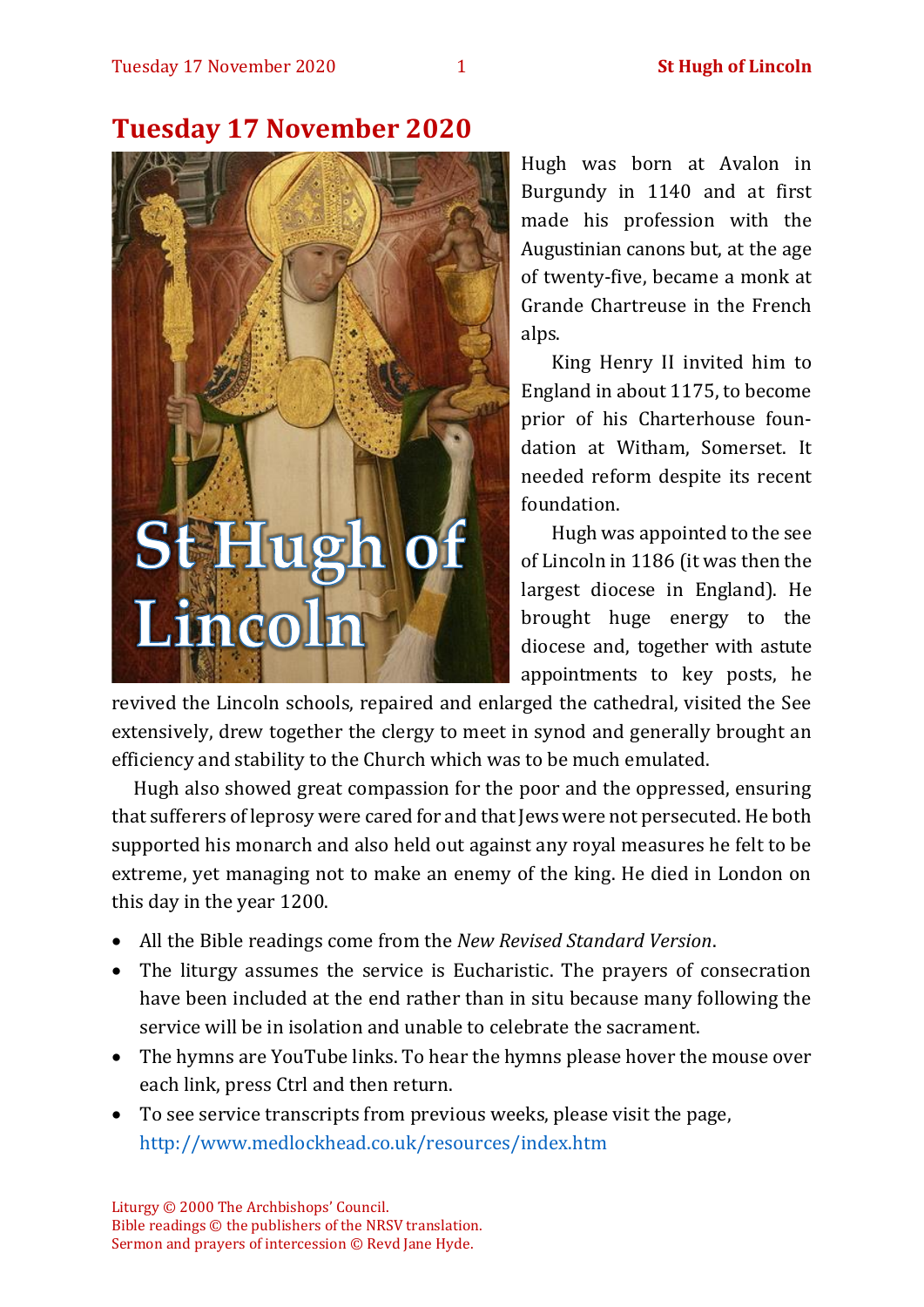# Tuesday 17 November 2020

Hugh was born at Avalon in Burgundy in 1140 and at first made his profession with the Augustinian canons but, at the age of twenty-five, became a monk at Grande Chartreuse in the French alps.

King Henry II invited him to England in about 1175, to become prior of his Charterhouse foundation at Witham, Somerset. It needed reform despite its recent foundation.

Hugh was appointed to the see of Lincoln in 1186 (it was then the largest diocese in England). He brought huge energy to the diocese and, together with astute appointments to key posts, he revived the Lincoln schools, repaired and enlarged the cathedral, visited the See extensively, drew together the clergy to meet in synod and generally brought an efficiency and stability to the Church which was to be much emulated.

Hugh also showed great compassion for the poor and the oppressed, ensuring that sufferers of leprosy were cared for and that Jews were not persecuted. He both supported his monarch and also held out against any royal measures he felt to be extreme, yet managing not to make an enemy of the king. He died in London on this day in the year 1200.

- All the Bible readings come from the *New Revised Standard Version*.
- The liturgy assumes the service is Eucharistic. The prayers of consecration have been included at the end rather than in situ because many following the service will be in isolation and unable to celebrate the sacrament.
- The hymns are YouTube links. To hear the hymns please hover the mouse over each link, press Ctrl and then return.
- To see service transcripts from previous weeks, please visit the page, http://www.medlockhead.co.uk/resources/index.htm

Liturgy © 2000 The Archbishops' Council.
Bible readings © the publishers of the NRSV translation.
Sermon and prayers of intercession © Revd Jane Hyde.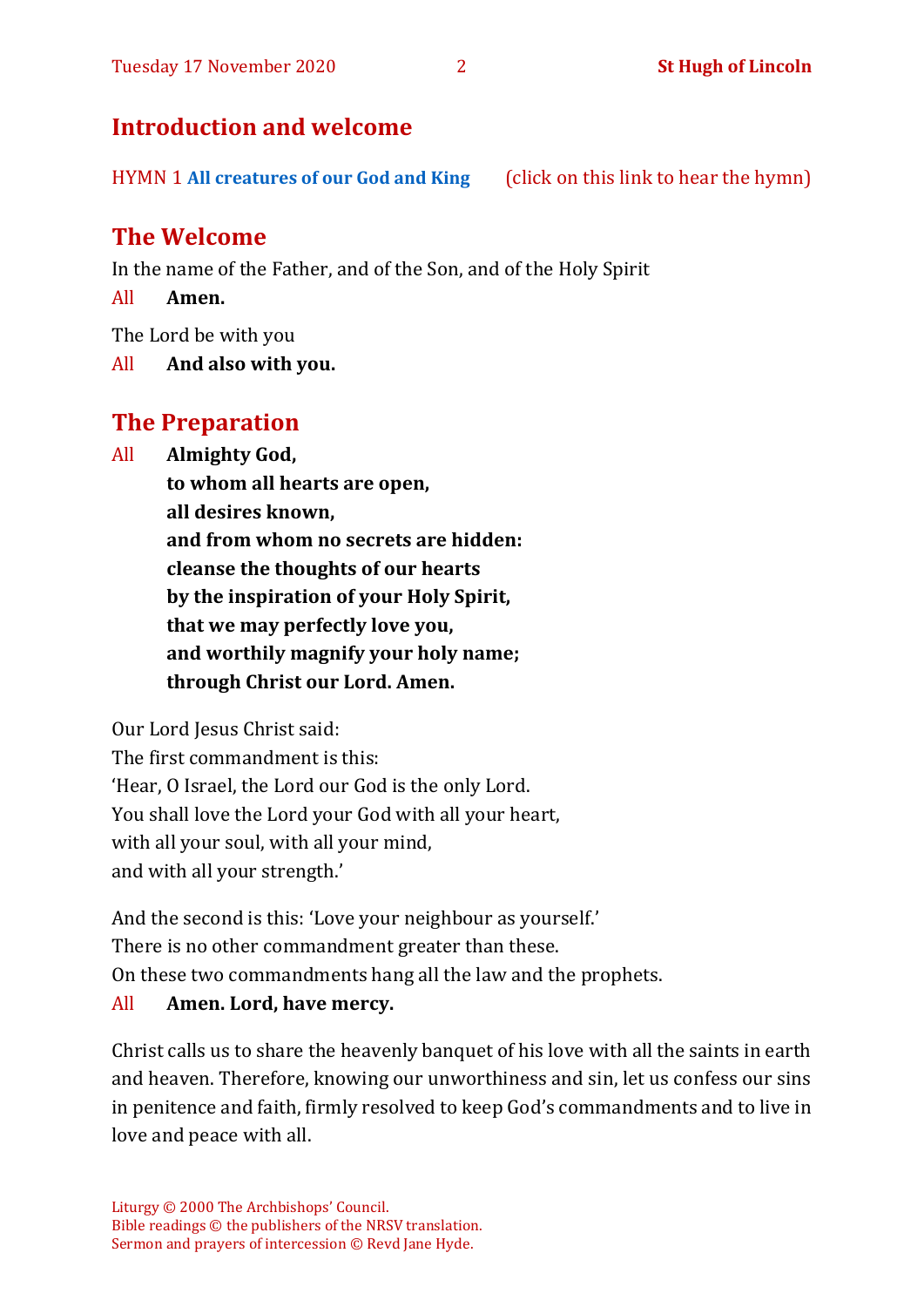## Introduction and welcome

HYMN 1 **All creatures of our God and King** (click on this link to hear the hymn)

## The Welcome

In the name of the Father, and of the Son, and of the Holy Spirit

All **Amen.**

The Lord be with you

All **And also with you.**

## The Preparation

All **Almighty God,**
**to whom all hearts are open,**
**all desires known,**
**and from whom no secrets are hidden:**
**cleanse the thoughts of our hearts**
**by the inspiration of your Holy Spirit,**
**that we may perfectly love you,**
**and worthily magnify your holy name;**
**through Christ our Lord. Amen.**

Our Lord Jesus Christ said:
The first commandment is this:
'Hear, O Israel, the Lord our God is the only Lord.
You shall love the Lord your God with all your heart,
with all your soul, with all your mind,
and with all your strength.'

And the second is this: 'Love your neighbour as yourself.'
There is no other commandment greater than these.
On these two commandments hang all the law and the prophets.

All **Amen. Lord, have mercy.**

Christ calls us to share the heavenly banquet of his love with all the saints in earth and heaven. Therefore, knowing our unworthiness and sin, let us confess our sins in penitence and faith, firmly resolved to keep God's commandments and to live in love and peace with all.

Liturgy © 2000 The Archbishops' Council.
Bible readings © the publishers of the NRSV translation.
Sermon and prayers of intercession © Revd Jane Hyde.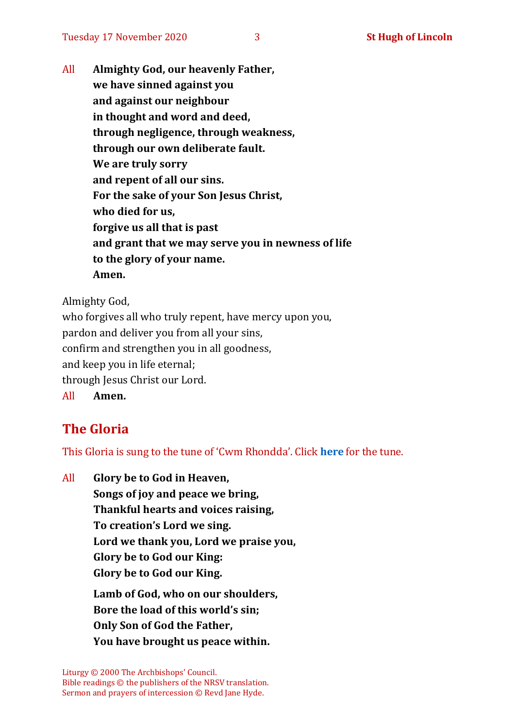All **Almighty God, our heavenly Father,**
**we have sinned against you**
**and against our neighbour**
**in thought and word and deed,**
**through negligence, through weakness,**
**through our own deliberate fault.**
**We are truly sorry**
**and repent of all our sins.**
**For the sake of your Son Jesus Christ,**
**who died for us,**
**forgive us all that is past**
**and grant that we may serve you in newness of life**
**to the glory of your name.**
**Amen.**

Almighty God,
who forgives all who truly repent, have mercy upon you,
pardon and deliver you from all your sins,
confirm and strengthen you in all goodness,
and keep you in life eternal;
through Jesus Christ our Lord.

All **Amen.**

## The Gloria

This Gloria is sung to the tune of 'Cwm Rhondda'. Click **here** for the tune.

All **Glory be to God in Heaven,**
**Songs of joy and peace we bring,**
**Thankful hearts and voices raising,**
**To creation's Lord we sing.**
**Lord we thank you, Lord we praise you,**
**Glory be to God our King:**
**Glory be to God our King.**

**Lamb of God, who on our shoulders,**
**Bore the load of this world's sin;**
**Only Son of God the Father,**
**You have brought us peace within.**

Liturgy © 2000 The Archbishops' Council.
Bible readings © the publishers of the NRSV translation.
Sermon and prayers of intercession © Revd Jane Hyde.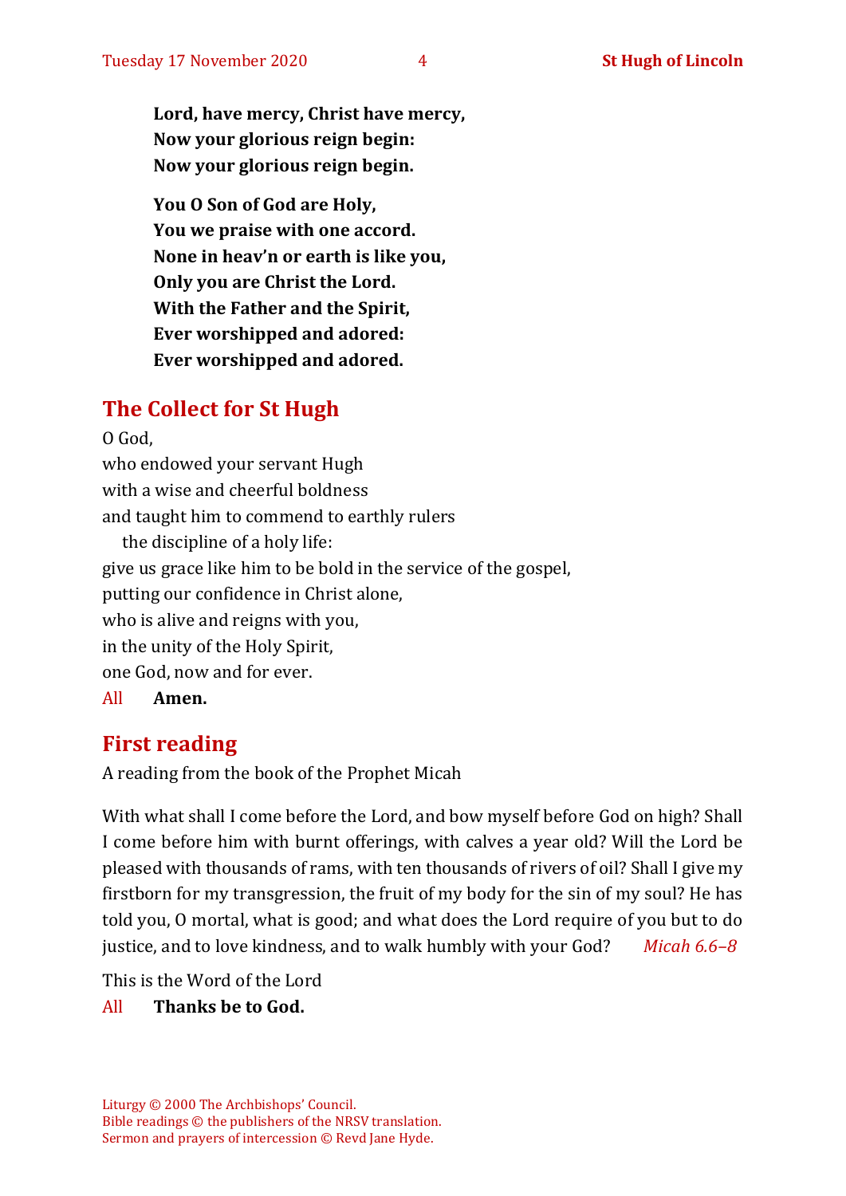**Lord, have mercy, Christ have mercy,**
**Now your glorious reign begin:**
**Now your glorious reign begin.**

**You O Son of God are Holy,**
**You we praise with one accord.**
**None in heav'n or earth is like you,**
**Only you are Christ the Lord.**
**With the Father and the Spirit,**
**Ever worshipped and adored:**
**Ever worshipped and adored.**

## The Collect for St Hugh

O God,
who endowed your servant Hugh
with a wise and cheerful boldness
and taught him to commend to earthly rulers
 the discipline of a holy life:
give us grace like him to be bold in the service of the gospel,
putting our confidence in Christ alone,
who is alive and reigns with you,
in the unity of the Holy Spirit,
one God, now and for ever.

All **Amen.**

## First reading

A reading from the book of the Prophet Micah

With what shall I come before the Lord, and bow myself before God on high? Shall I come before him with burnt offerings, with calves a year old? Will the Lord be pleased with thousands of rams, with ten thousands of rivers of oil? Shall I give my firstborn for my transgression, the fruit of my body for the sin of my soul? He has told you, O mortal, what is good; and what does the Lord require of you but to do justice, and to love kindness, and to walk humbly with your God? *Micah 6.6–8*

This is the Word of the Lord

All **Thanks be to God.**

Liturgy © 2000 The Archbishops' Council.
Bible readings © the publishers of the NRSV translation.
Sermon and prayers of intercession © Revd Jane Hyde.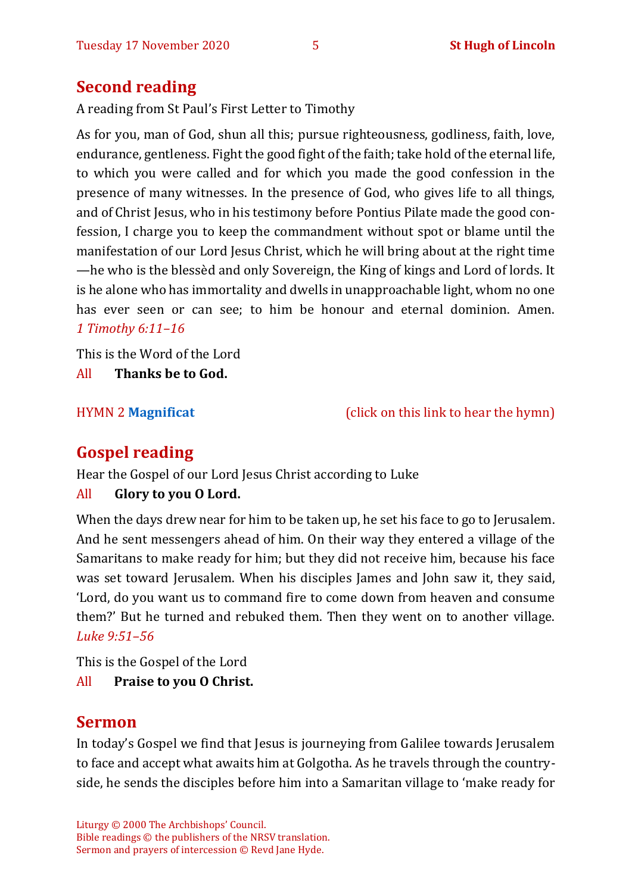## Second reading

A reading from St Paul's First Letter to Timothy

As for you, man of God, shun all this; pursue righteousness, godliness, faith, love, endurance, gentleness. Fight the good fight of the faith; take hold of the eternal life, to which you were called and for which you made the good confession in the presence of many witnesses. In the presence of God, who gives life to all things, and of Christ Jesus, who in his testimony before Pontius Pilate made the good confession, I charge you to keep the commandment without spot or blame until the manifestation of our Lord Jesus Christ, which he will bring about at the right time —he who is the blessèd and only Sovereign, the King of kings and Lord of lords. It is he alone who has immortality and dwells in unapproachable light, whom no one has ever seen or can see; to him be honour and eternal dominion. Amen. *1 Timothy 6:11–16*

This is the Word of the Lord

All **Thanks be to God.**

HYMN 2 **Magnificat** (click on this link to hear the hymn)

## Gospel reading

Hear the Gospel of our Lord Jesus Christ according to Luke

All **Glory to you O Lord.**

When the days drew near for him to be taken up, he set his face to go to Jerusalem. And he sent messengers ahead of him. On their way they entered a village of the Samaritans to make ready for him; but they did not receive him, because his face was set toward Jerusalem. When his disciples James and John saw it, they said, 'Lord, do you want us to command fire to come down from heaven and consume them?' But he turned and rebuked them. Then they went on to another village. *Luke 9:51–56*

This is the Gospel of the Lord

All **Praise to you O Christ.**

## Sermon

In today's Gospel we find that Jesus is journeying from Galilee towards Jerusalem to face and accept what awaits him at Golgotha. As he travels through the countryside, he sends the disciples before him into a Samaritan village to 'make ready for

Liturgy © 2000 The Archbishops' Council.
Bible readings © the publishers of the NRSV translation.
Sermon and prayers of intercession © Revd Jane Hyde.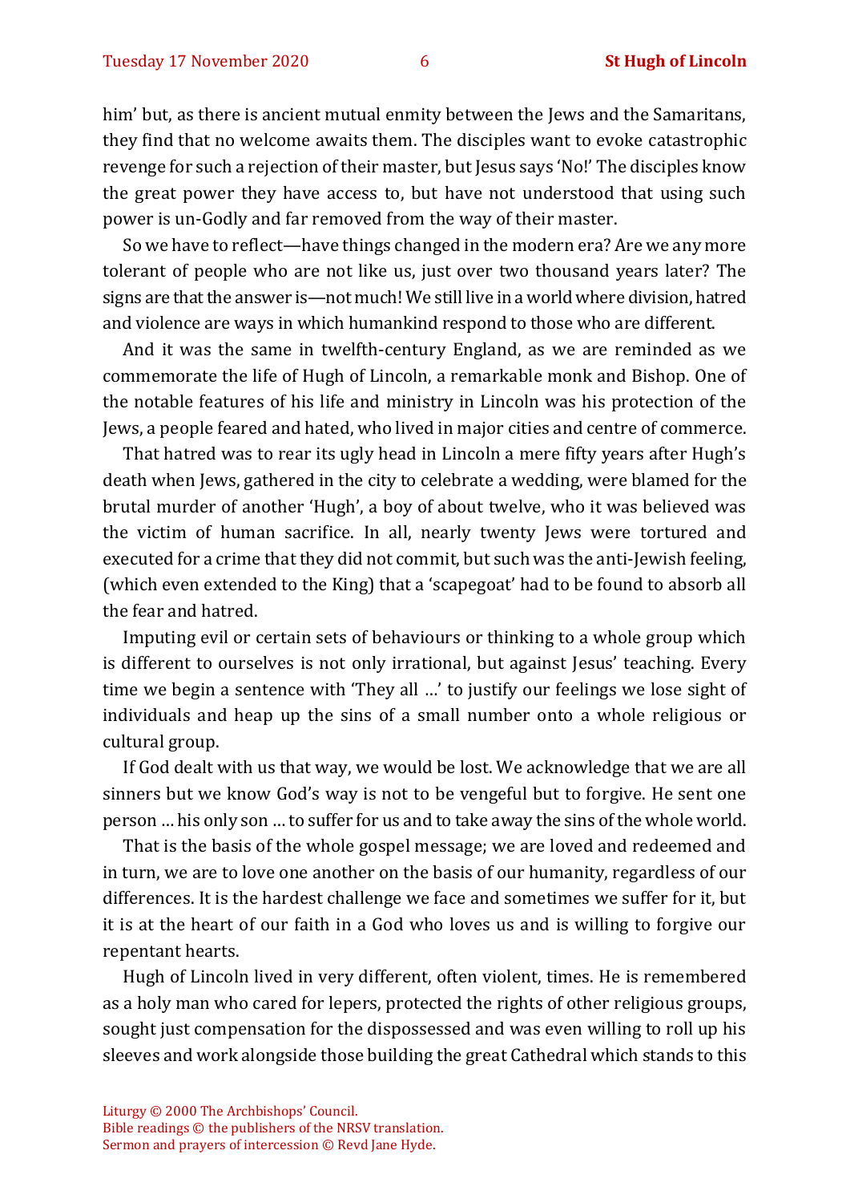him' but, as there is ancient mutual enmity between the Jews and the Samaritans, they find that no welcome awaits them. The disciples want to evoke catastrophic revenge for such a rejection of their master, but Jesus says 'No!' The disciples know the great power they have access to, but have not understood that using such power is un-Godly and far removed from the way of their master.

So we have to reflect—have things changed in the modern era? Are we any more tolerant of people who are not like us, just over two thousand years later? The signs are that the answer is—not much! We still live in a world where division, hatred and violence are ways in which humankind respond to those who are different.

And it was the same in twelfth-century England, as we are reminded as we commemorate the life of Hugh of Lincoln, a remarkable monk and Bishop. One of the notable features of his life and ministry in Lincoln was his protection of the Jews, a people feared and hated, who lived in major cities and centre of commerce.

That hatred was to rear its ugly head in Lincoln a mere fifty years after Hugh's death when Jews, gathered in the city to celebrate a wedding, were blamed for the brutal murder of another 'Hugh', a boy of about twelve, who it was believed was the victim of human sacrifice. In all, nearly twenty Jews were tortured and executed for a crime that they did not commit, but such was the anti-Jewish feeling, (which even extended to the King) that a 'scapegoat' had to be found to absorb all the fear and hatred.

Imputing evil or certain sets of behaviours or thinking to a whole group which is different to ourselves is not only irrational, but against Jesus' teaching. Every time we begin a sentence with 'They all …' to justify our feelings we lose sight of individuals and heap up the sins of a small number onto a whole religious or cultural group.

If God dealt with us that way, we would be lost. We acknowledge that we are all sinners but we know God's way is not to be vengeful but to forgive. He sent one person … his only son … to suffer for us and to take away the sins of the whole world.

That is the basis of the whole gospel message; we are loved and redeemed and in turn, we are to love one another on the basis of our humanity, regardless of our differences. It is the hardest challenge we face and sometimes we suffer for it, but it is at the heart of our faith in a God who loves us and is willing to forgive our repentant hearts.

Hugh of Lincoln lived in very different, often violent, times. He is remembered as a holy man who cared for lepers, protected the rights of other religious groups, sought just compensation for the dispossessed and was even willing to roll up his sleeves and work alongside those building the great Cathedral which stands to this

Liturgy © 2000 The Archbishops' Council.
Bible readings © the publishers of the NRSV translation.
Sermon and prayers of intercession © Revd Jane Hyde.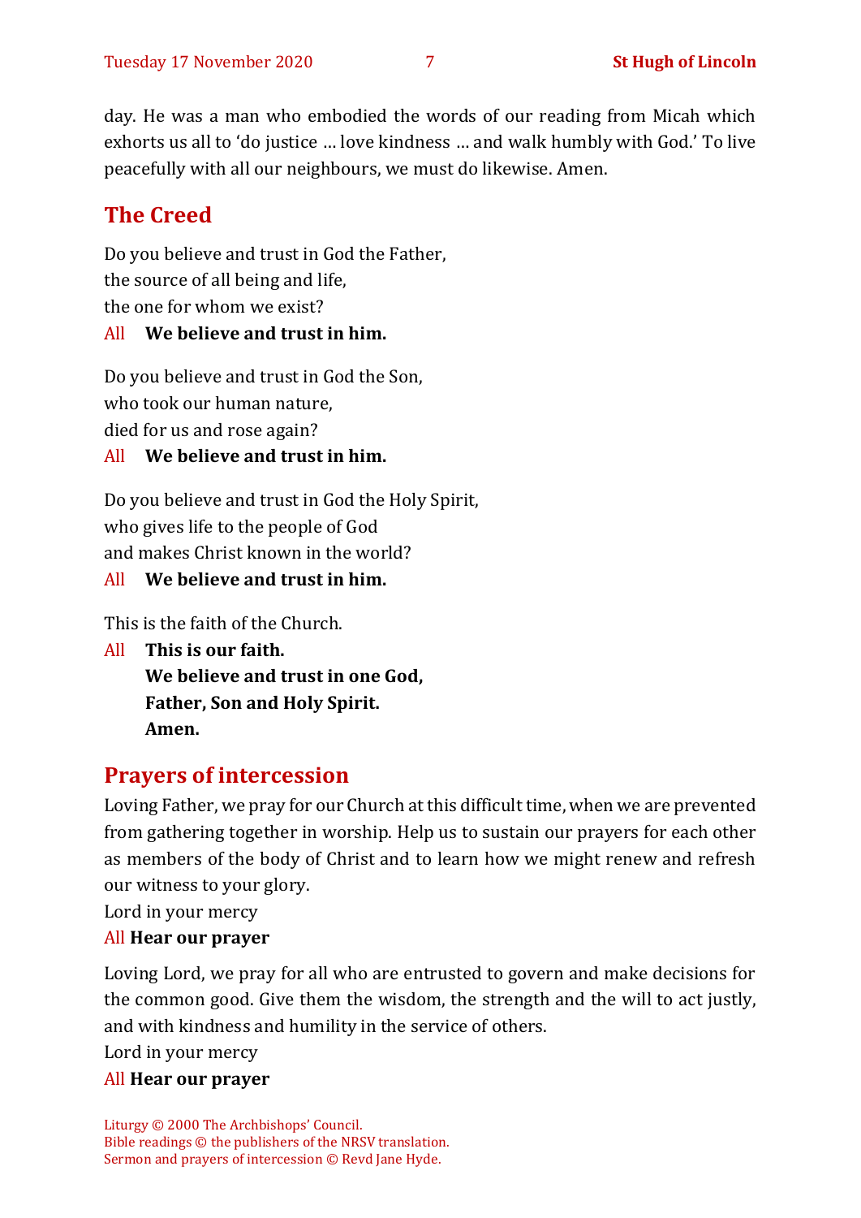day. He was a man who embodied the words of our reading from Micah which exhorts us all to 'do justice … love kindness … and walk humbly with God.' To live peacefully with all our neighbours, we must do likewise. Amen.

## The Creed

Do you believe and trust in God the Father,
the source of all being and life,
the one for whom we exist?

All **We believe and trust in him.**

Do you believe and trust in God the Son,
who took our human nature,
died for us and rose again?

All **We believe and trust in him.**

Do you believe and trust in God the Holy Spirit,
who gives life to the people of God
and makes Christ known in the world?

All **We believe and trust in him.**

This is the faith of the Church.

All **This is our faith.**
**We believe and trust in one God,**
**Father, Son and Holy Spirit.**
**Amen.**

## Prayers of intercession

Loving Father, we pray for our Church at this difficult time, when we are prevented from gathering together in worship. Help us to sustain our prayers for each other as members of the body of Christ and to learn how we might renew and refresh our witness to your glory.

Lord in your mercy

All **Hear our prayer**

Loving Lord, we pray for all who are entrusted to govern and make decisions for the common good. Give them the wisdom, the strength and the will to act justly, and with kindness and humility in the service of others.

Lord in your mercy

All **Hear our prayer**

Liturgy © 2000 The Archbishops' Council.
Bible readings © the publishers of the NRSV translation.
Sermon and prayers of intercession © Revd Jane Hyde.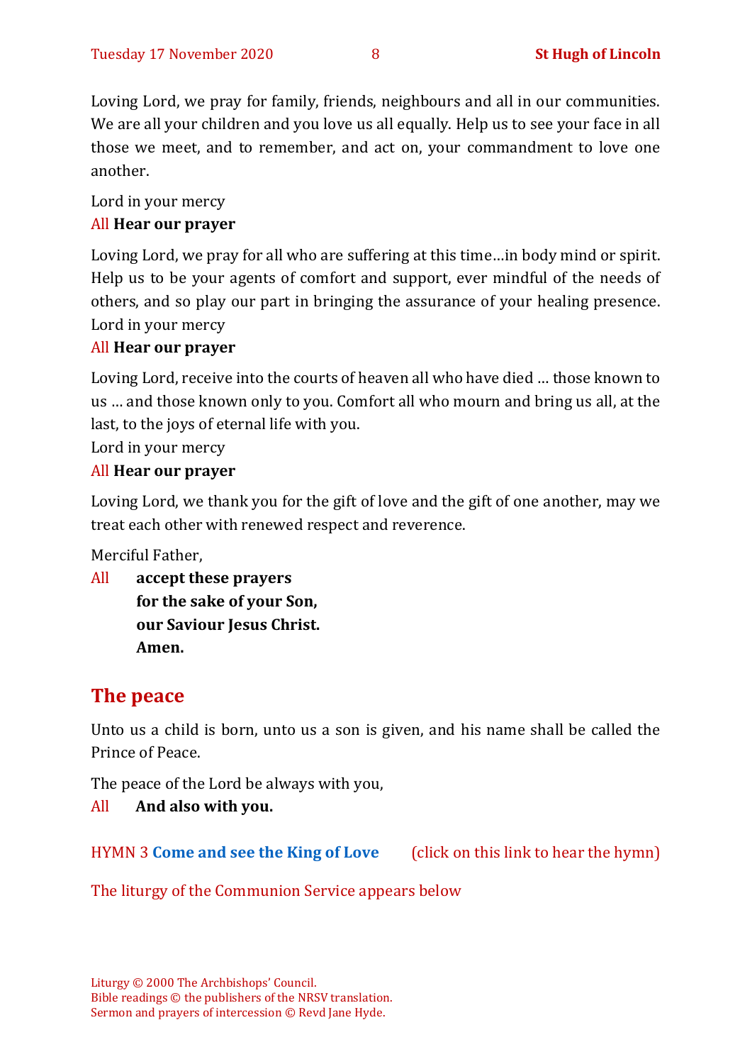Loving Lord, we pray for family, friends, neighbours and all in our communities. We are all your children and you love us all equally. Help us to see your face in all those we meet, and to remember, and act on, your commandment to love one another.

Lord in your mercy
All **Hear our prayer**

Loving Lord, we pray for all who are suffering at this time…in body mind or spirit. Help us to be your agents of comfort and support, ever mindful of the needs of others, and so play our part in bringing the assurance of your healing presence.
Lord in your mercy
All **Hear our prayer**

Loving Lord, receive into the courts of heaven all who have died … those known to us … and those known only to you. Comfort all who mourn and bring us all, at the last, to the joys of eternal life with you.
Lord in your mercy
All **Hear our prayer**

Loving Lord, we thank you for the gift of love and the gift of one another, may we treat each other with renewed respect and reverence.

Merciful Father,

All **accept these prayers**
**for the sake of your Son,**
**our Saviour Jesus Christ.**
**Amen.**

## The peace

Unto us a child is born, unto us a son is given, and his name shall be called the Prince of Peace.

The peace of the Lord be always with you,

All **And also with you.**

HYMN 3 **Come and see the King of Love** (click on this link to hear the hymn)

The liturgy of the Communion Service appears below

Liturgy © 2000 The Archbishops' Council.
Bible readings © the publishers of the NRSV translation.
Sermon and prayers of intercession © Revd Jane Hyde.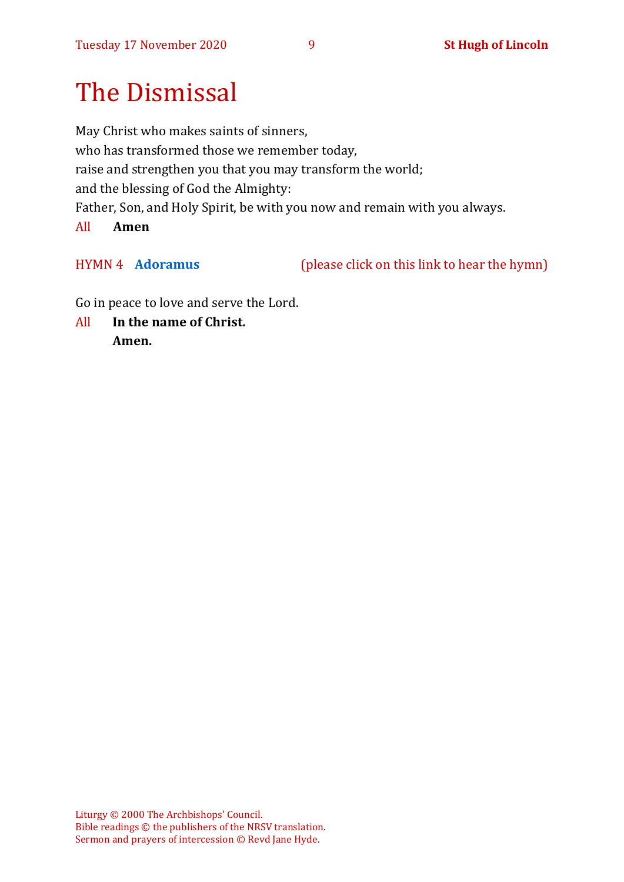# The Dismissal

May Christ who makes saints of sinners,
who has transformed those we remember today,
raise and strengthen you that you may transform the world;
and the blessing of God the Almighty:
Father, Son, and Holy Spirit, be with you now and remain with you always.

All **Amen**

HYMN 4 **Adoramus** (please click on this link to hear the hymn)

Go in peace to love and serve the Lord.

All **In the name of Christ.**
**Amen.**

Liturgy © 2000 The Archbishops' Council.
Bible readings © the publishers of the NRSV translation.
Sermon and prayers of intercession © Revd Jane Hyde.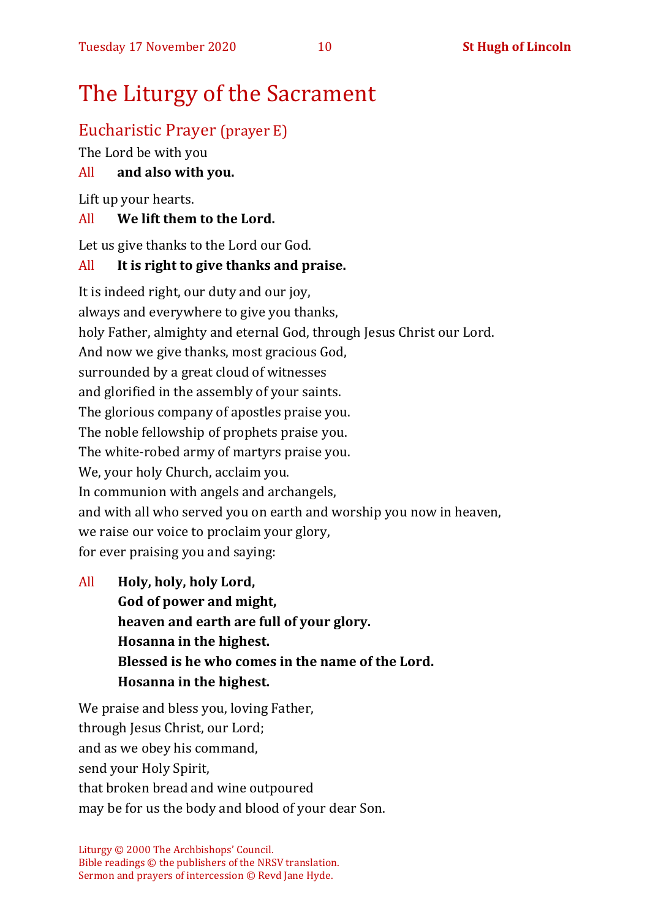# The Liturgy of the Sacrament

## Eucharistic Prayer (prayer E)

The Lord be with you

All **and also with you.**

Lift up your hearts.

All **We lift them to the Lord.**

Let us give thanks to the Lord our God.

All **It is right to give thanks and praise.**

It is indeed right, our duty and our joy,
always and everywhere to give you thanks,
holy Father, almighty and eternal God, through Jesus Christ our Lord.
And now we give thanks, most gracious God,
surrounded by a great cloud of witnesses
and glorified in the assembly of your saints.
The glorious company of apostles praise you.
The noble fellowship of prophets praise you.
The white-robed army of martyrs praise you.
We, your holy Church, acclaim you.
In communion with angels and archangels,
and with all who served you on earth and worship you now in heaven,
we raise our voice to proclaim your glory,
for ever praising you and saying:

All **Holy, holy, holy Lord,**
**God of power and might,**
**heaven and earth are full of your glory.**
**Hosanna in the highest.**
**Blessed is he who comes in the name of the Lord.**
**Hosanna in the highest.**

We praise and bless you, loving Father,
through Jesus Christ, our Lord;
and as we obey his command,
send your Holy Spirit,
that broken bread and wine outpoured
may be for us the body and blood of your dear Son.

Liturgy © 2000 The Archbishops' Council.
Bible readings © the publishers of the NRSV translation.
Sermon and prayers of intercession © Revd Jane Hyde.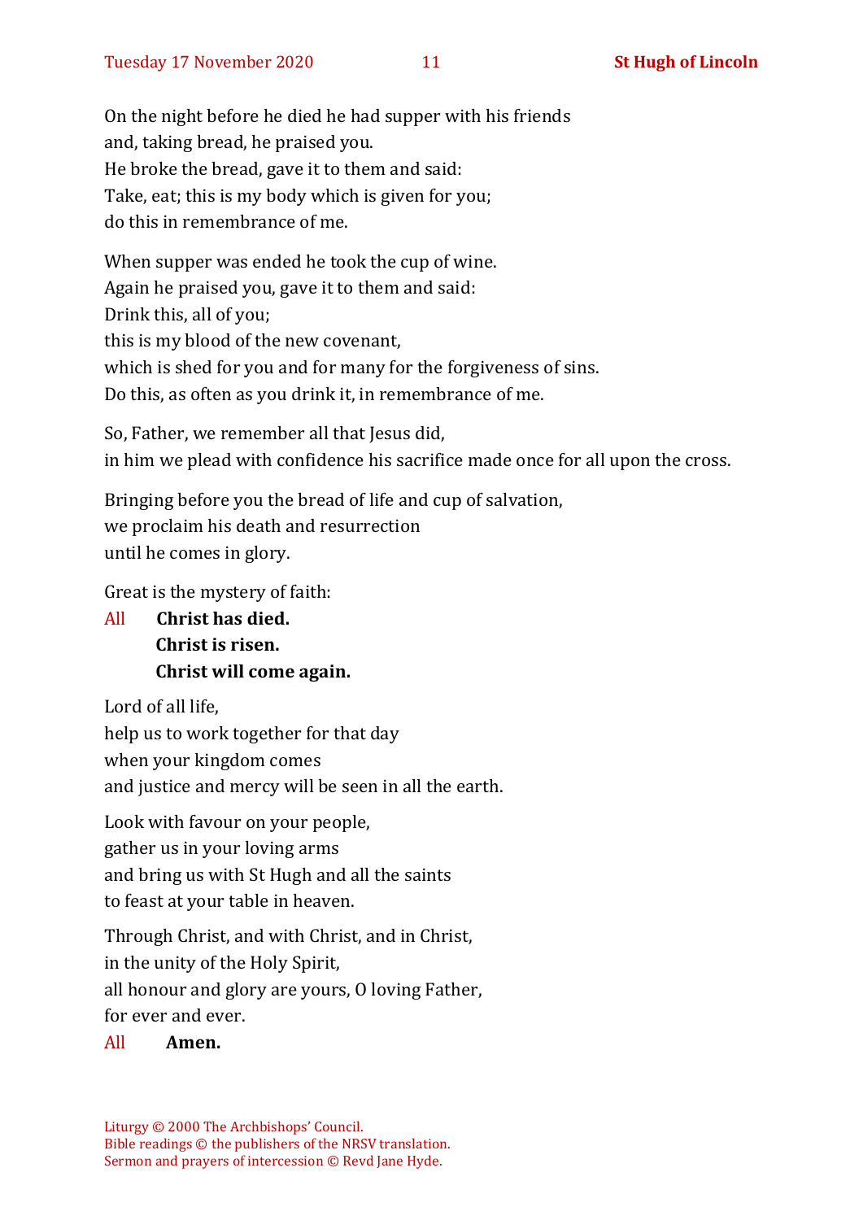On the night before he died he had supper with his friends
and, taking bread, he praised you.
He broke the bread, gave it to them and said:
Take, eat; this is my body which is given for you;
do this in remembrance of me.

When supper was ended he took the cup of wine.
Again he praised you, gave it to them and said:
Drink this, all of you;
this is my blood of the new covenant,
which is shed for you and for many for the forgiveness of sins.
Do this, as often as you drink it, in remembrance of me.

So, Father, we remember all that Jesus did,
in him we plead with confidence his sacrifice made once for all upon the cross.

Bringing before you the bread of life and cup of salvation,
we proclaim his death and resurrection
until he comes in glory.

Great is the mystery of faith:

All **Christ has died.**
**Christ is risen.**
**Christ will come again.**

Lord of all life,
help us to work together for that day
when your kingdom comes
and justice and mercy will be seen in all the earth.

Look with favour on your people,
gather us in your loving arms
and bring us with St Hugh and all the saints
to feast at your table in heaven.

Through Christ, and with Christ, and in Christ,
in the unity of the Holy Spirit,
all honour and glory are yours, O loving Father,
for ever and ever.

All **Amen.**

Liturgy © 2000 The Archbishops' Council.
Bible readings © the publishers of the NRSV translation.
Sermon and prayers of intercession © Revd Jane Hyde.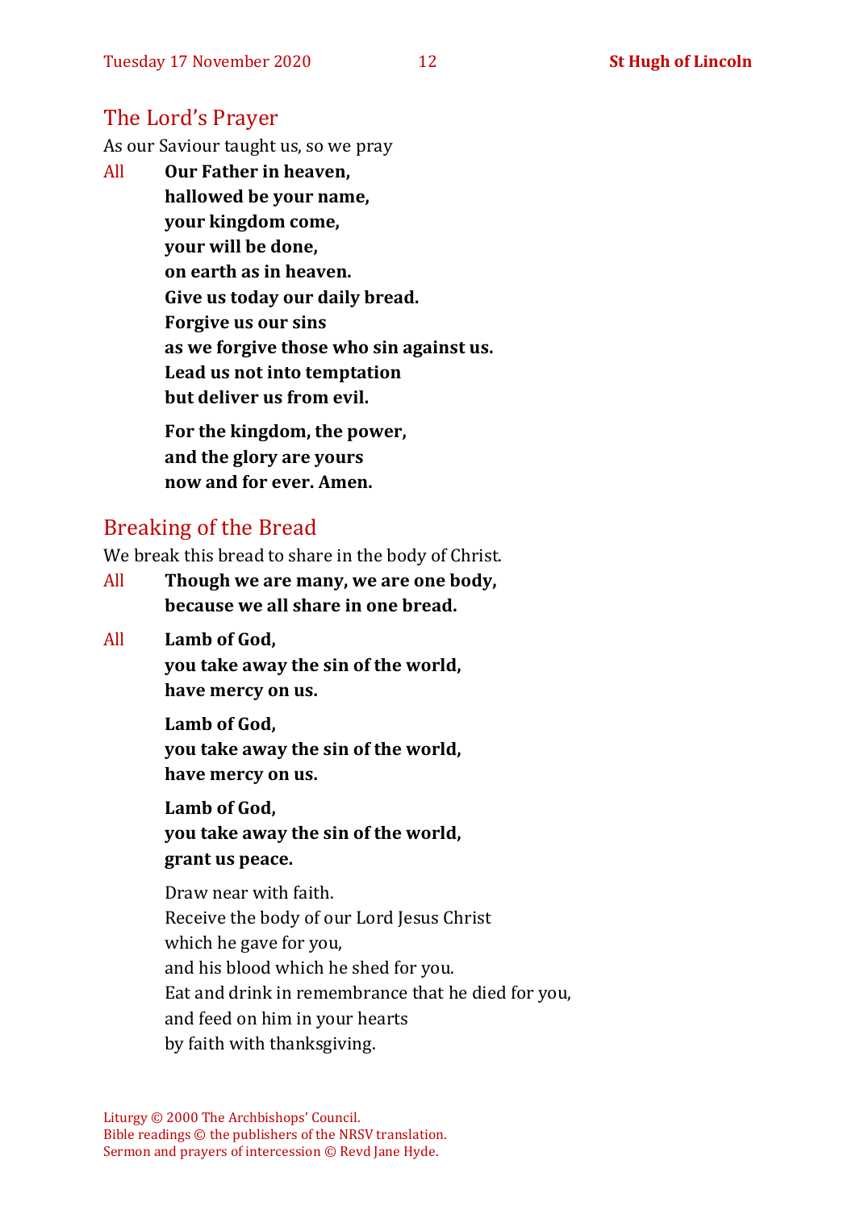## The Lord's Prayer

As our Saviour taught us, so we pray

All **Our Father in heaven,**
**hallowed be your name,**
**your kingdom come,**
**your will be done,**
**on earth as in heaven.**
**Give us today our daily bread.**
**Forgive us our sins**
**as we forgive those who sin against us.**
**Lead us not into temptation**
**but deliver us from evil.**

**For the kingdom, the power,**
**and the glory are yours**
**now and for ever. Amen.**

## Breaking of the Bread

We break this bread to share in the body of Christ.

All **Though we are many, we are one body,**
**because we all share in one bread.**

All **Lamb of God,**
**you take away the sin of the world,**
**have mercy on us.**

**Lamb of God,**
**you take away the sin of the world,**
**have mercy on us.**

**Lamb of God,**
**you take away the sin of the world,**
**grant us peace.**

Draw near with faith.
Receive the body of our Lord Jesus Christ
which he gave for you,
and his blood which he shed for you.
Eat and drink in remembrance that he died for you,
and feed on him in your hearts
by faith with thanksgiving.

Liturgy © 2000 The Archbishops' Council.
Bible readings © the publishers of the NRSV translation.
Sermon and prayers of intercession © Revd Jane Hyde.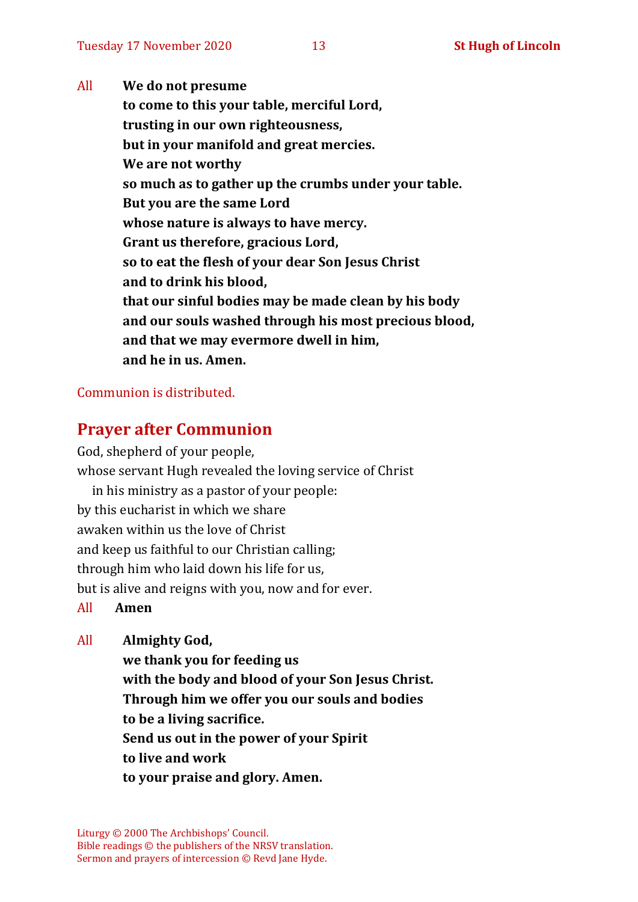All **We do not presume**
**to come to this your table, merciful Lord,**
**trusting in our own righteousness,**
**but in your manifold and great mercies.**
**We are not worthy**
**so much as to gather up the crumbs under your table.**
**But you are the same Lord**
**whose nature is always to have mercy.**
**Grant us therefore, gracious Lord,**
**so to eat the flesh of your dear Son Jesus Christ**
**and to drink his blood,**
**that our sinful bodies may be made clean by his body**
**and our souls washed through his most precious blood,**
**and that we may evermore dwell in him,**
**and he in us. Amen.**

Communion is distributed.

## Prayer after Communion

God, shepherd of your people,
whose servant Hugh revealed the loving service of Christ
in his ministry as a pastor of your people:
by this eucharist in which we share
awaken within us the love of Christ
and keep us faithful to our Christian calling;
through him who laid down his life for us,
but is alive and reigns with you, now and for ever.

All **Amen**

All **Almighty God,**
**we thank you for feeding us**
**with the body and blood of your Son Jesus Christ.**
**Through him we offer you our souls and bodies**
**to be a living sacrifice.**
**Send us out in the power of your Spirit**
**to live and work**
**to your praise and glory. Amen.**

Liturgy © 2000 The Archbishops' Council.
Bible readings © the publishers of the NRSV translation.
Sermon and prayers of intercession © Revd Jane Hyde.